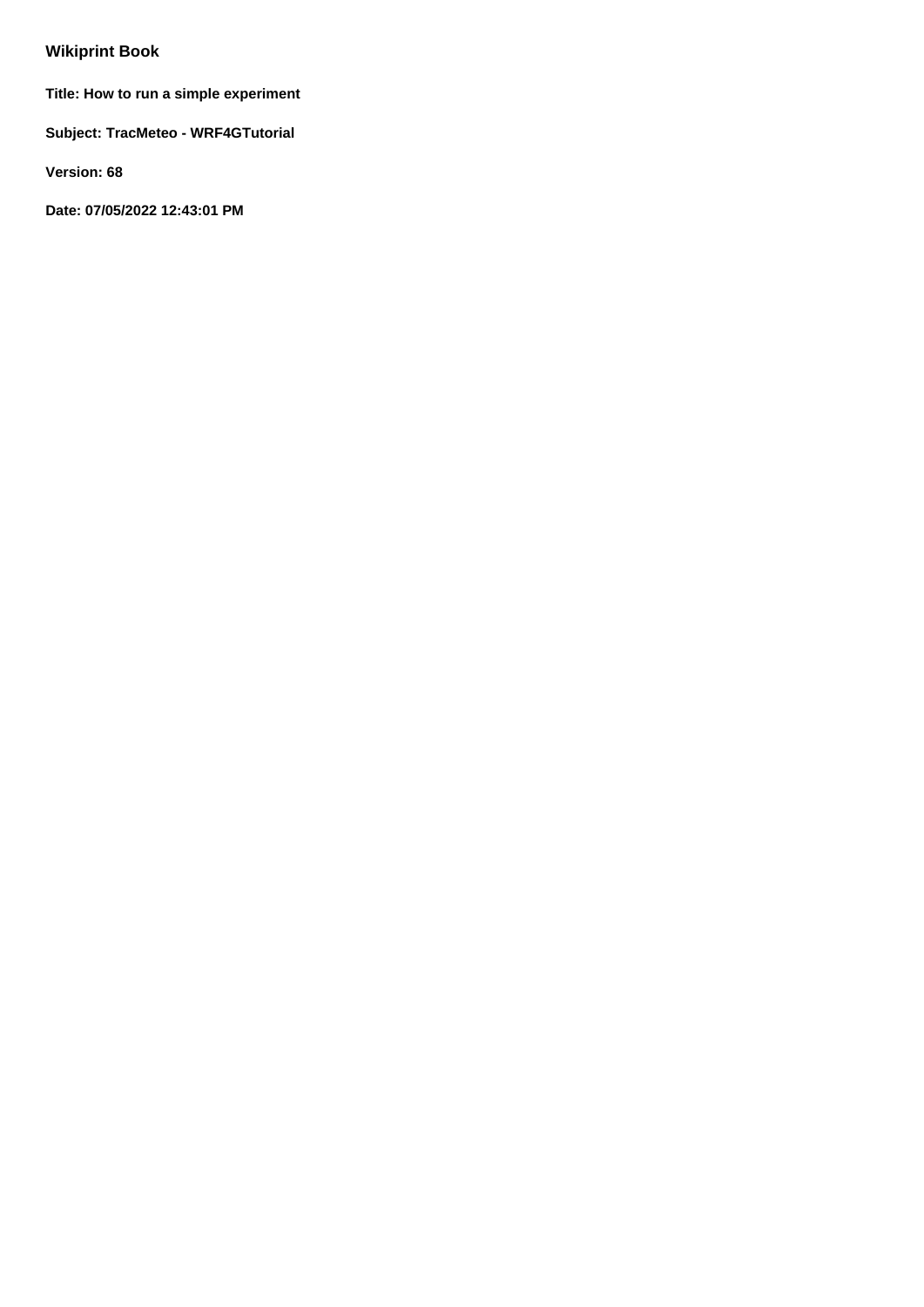# Wikiprint Book

**Title: How to run a simple experiment**

**Subject: TracMeteo - WRF4GTutorial**

**Version: 68**

**Date: 07/05/2022 12:43:01 PM**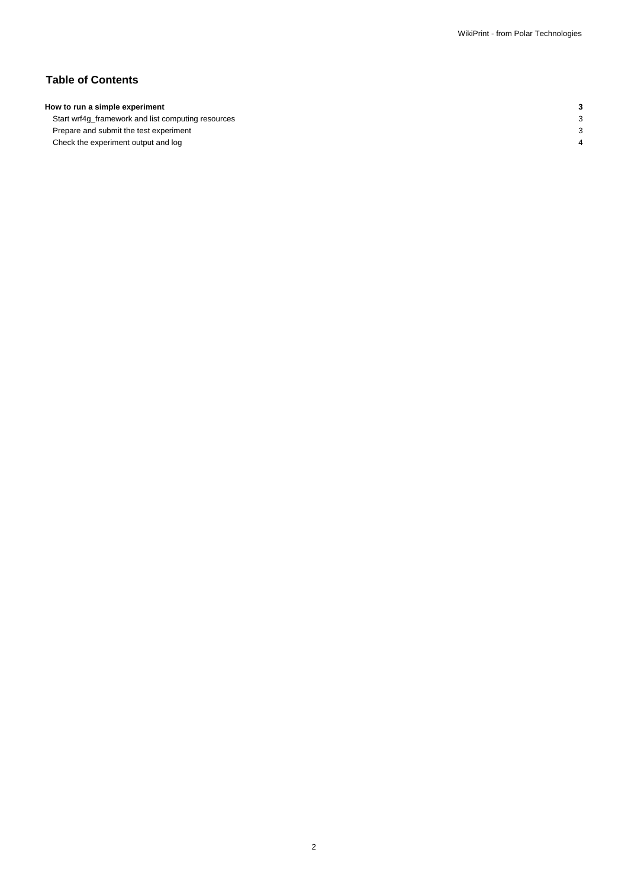## Table of Contents

| | |
|---|---|
| **How to run a simple experiment** | **3** |
| Start wrf4g_framework and list computing resources | 3 |
| Prepare and submit the test experiment | 3 |
| Check the experiment output and log | 4 |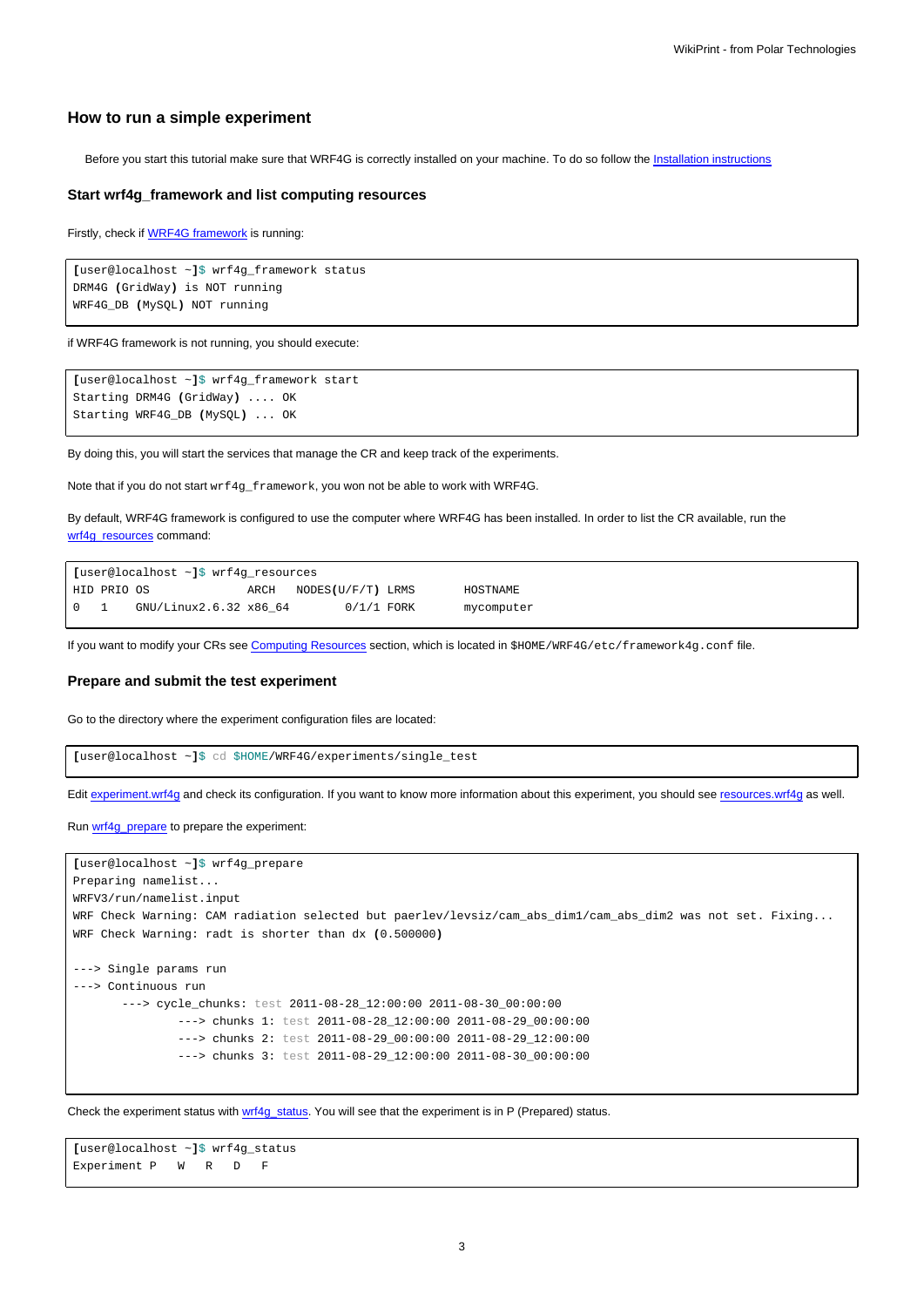## How to run a simple experiment

Before you start this tutorial make sure that WRF4G is correctly installed on your machine. To do so follow the Installation instructions

### Start wrf4g_framework and list computing resources

Firstly, check if WRF4G framework is running:

```
[user@localhost ~]$ wrf4g_framework status
DRM4G (GridWay) is NOT running
WRF4G_DB (MySQL) NOT running
```

if WRF4G framework is not running, you should execute:

```
[user@localhost ~]$ wrf4g_framework start
Starting DRM4G (GridWay) .... OK
Starting WRF4G_DB (MySQL) ... OK
```

By doing this, you will start the services that manage the CR and keep track of the experiments.

Note that if you do not start `wrf4g_framework`, you won not be able to work with WRF4G.

By default, WRF4G framework is configured to use the computer where WRF4G has been installed. In order to list the CR available, run the wrf4g_resources command:

```
[user@localhost ~]$ wrf4g_resources
HID PRIO OS              ARCH   NODES(U/F/T) LRMS       HOSTNAME
0   1    GNU/Linux2.6.32 x86_64        0/1/1 FORK       mycomputer
```

If you want to modify your CRs see Computing Resources section, which is located in `$HOME/WRF4G/etc/framework4g.conf` file.

### Prepare and submit the test experiment

Go to the directory where the experiment configuration files are located:

```
[user@localhost ~]$ cd $HOME/WRF4G/experiments/single_test
```

Edit experiment.wrf4g and check its configuration. If you want to know more information about this experiment, you should see resources.wrf4g as well.

Run wrf4g_prepare to prepare the experiment:

```
[user@localhost ~]$ wrf4g_prepare
Preparing namelist...
WRFV3/run/namelist.input
WRF Check Warning: CAM radiation selected but paerlev/levsiz/cam_abs_dim1/cam_abs_dim2 was not set. Fixing...
WRF Check Warning: radt is shorter than dx (0.500000)

---> Single params run
---> Continuous run
       ---> cycle_chunks: test 2011-08-28_12:00:00 2011-08-30_00:00:00
               ---> chunks 1: test 2011-08-28_12:00:00 2011-08-29_00:00:00
               ---> chunks 2: test 2011-08-29_00:00:00 2011-08-29_12:00:00
               ---> chunks 3: test 2011-08-29_12:00:00 2011-08-30_00:00:00
```

Check the experiment status with wrf4g_status. You will see that the experiment is in P (Prepared) status.

```
[user@localhost ~]$ wrf4g_status
Experiment P   W   R   D   F
```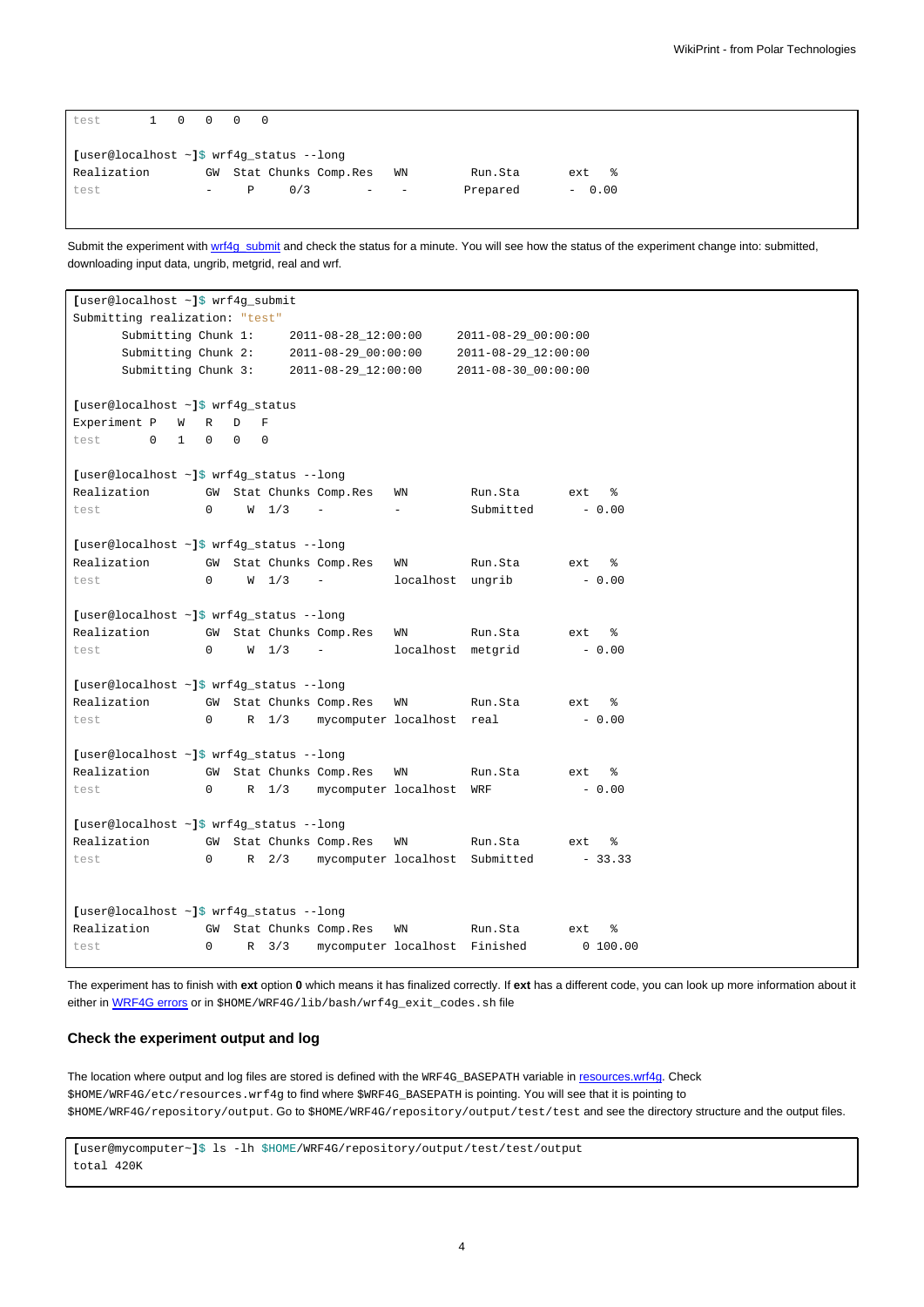```
test       1   0   0   0   0

[user@localhost ~]$ wrf4g_status --long
Realization        GW  Stat Chunks Comp.Res   WN         Run.Sta       ext   %
test               -     P     0/3       -     -        Prepared       -  0.00
```

Submit the experiment with wrf4g_submit and check the status for a minute. You will see how the status of the experiment change into: submitted, downloading input data, ungrib, metgrid, real and wrf.

```
[user@localhost ~]$ wrf4g_submit
Submitting realization: "test"
       Submitting Chunk 1:     2011-08-28_12:00:00     2011-08-29_00:00:00
       Submitting Chunk 2:     2011-08-29_00:00:00     2011-08-29_12:00:00
       Submitting Chunk 3:     2011-08-29_12:00:00     2011-08-30_00:00:00

[user@localhost ~]$ wrf4g_status
Experiment P   W   R   D   F
test       0   1   0   0   0

[user@localhost ~]$ wrf4g_status --long
Realization        GW  Stat Chunks Comp.Res   WN         Run.Sta       ext   %
test               0     W  1/3    -          -          Submitted       - 0.00

[user@localhost ~]$ wrf4g_status --long
Realization        GW  Stat Chunks Comp.Res   WN         Run.Sta       ext   %
test               0     W  1/3    -          localhost  ungrib          - 0.00

[user@localhost ~]$ wrf4g_status --long
Realization        GW  Stat Chunks Comp.Res   WN         Run.Sta       ext   %
test               0     W  1/3    -          localhost  metgrid         - 0.00

[user@localhost ~]$ wrf4g_status --long
Realization        GW  Stat Chunks Comp.Res   WN         Run.Sta       ext   %
test               0     R  1/3    mycomputer localhost  real            - 0.00

[user@localhost ~]$ wrf4g_status --long
Realization        GW  Stat Chunks Comp.Res   WN         Run.Sta       ext   %
test               0     R  1/3    mycomputer localhost  WRF             - 0.00

[user@localhost ~]$ wrf4g_status --long
Realization        GW  Stat Chunks Comp.Res   WN         Run.Sta       ext   %
test               0     R  2/3    mycomputer localhost  Submitted       - 33.33


[user@localhost ~]$ wrf4g_status --long
Realization        GW  Stat Chunks Comp.Res   WN         Run.Sta       ext   %
test               0     R  3/3    mycomputer localhost  Finished        0 100.00
```

The experiment has to finish with **ext** option **0** which means it has finalized correctly. If **ext** has a different code, you can look up more information about it either in WRF4G errors or in `$HOME/WRF4G/lib/bash/wrf4g_exit_codes.sh` file

### Check the experiment output and log

The location where output and log files are stored is defined with the `WRF4G_BASEPATH` variable in resources.wrf4g. Check `$HOME/WRF4G/etc/resources.wrf4g` to find where `$WRF4G_BASEPATH` is pointing. You will see that it is pointing to `$HOME/WRF4G/repository/output`. Go to `$HOME/WRF4G/repository/output/test/test` and see the directory structure and the output files.

```
[user@mycomputer~]$ ls -lh $HOME/WRF4G/repository/output/test/test/output
total 420K
```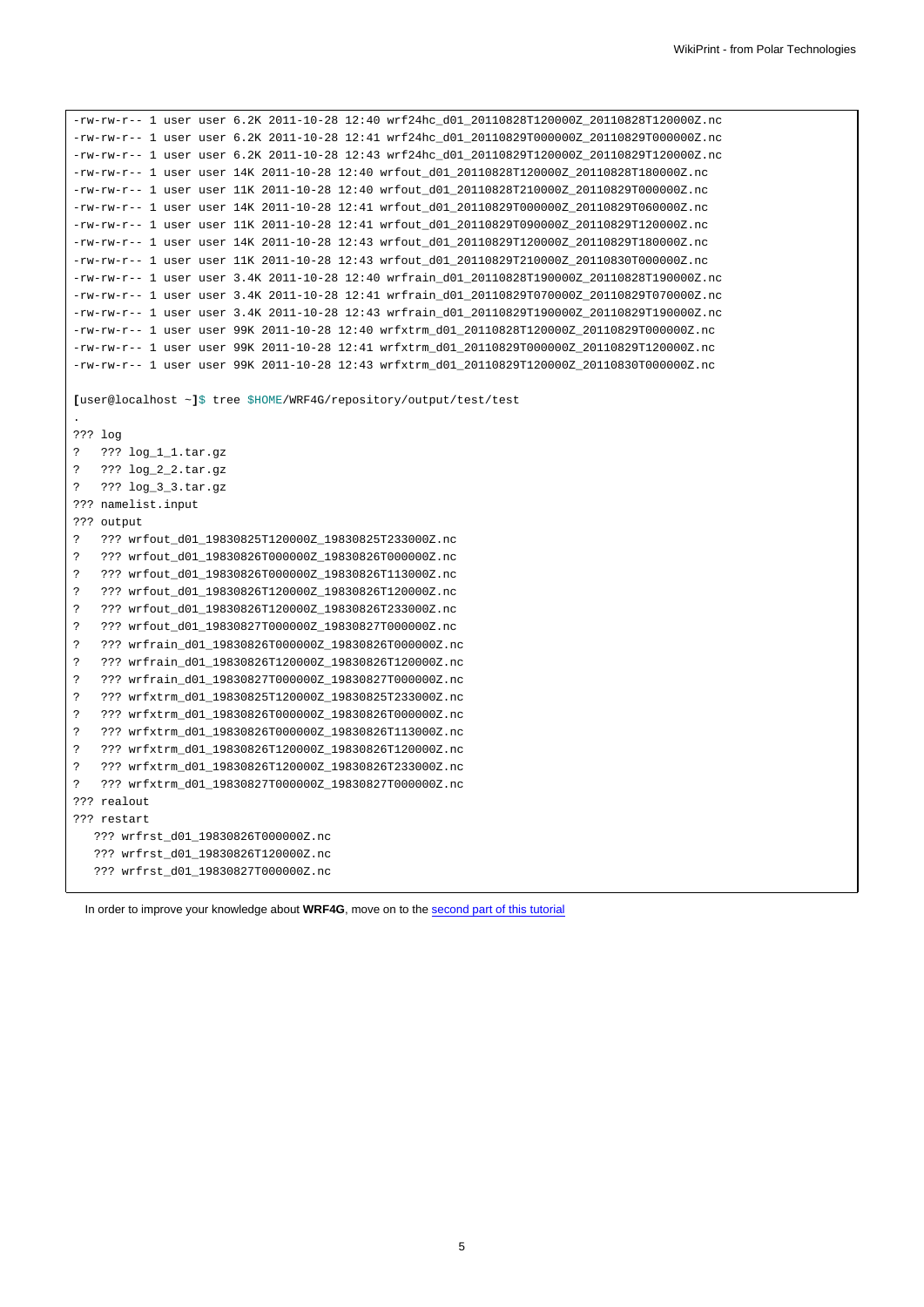```
-rw-rw-r-- 1 user user 6.2K 2011-10-28 12:40 wrf24hc_d01_20110828T120000Z_20110828T120000Z.nc
-rw-rw-r-- 1 user user 6.2K 2011-10-28 12:41 wrf24hc_d01_20110829T000000Z_20110829T000000Z.nc
-rw-rw-r-- 1 user user 6.2K 2011-10-28 12:43 wrf24hc_d01_20110829T120000Z_20110829T120000Z.nc
-rw-rw-r-- 1 user user 14K 2011-10-28 12:40 wrfout_d01_20110828T120000Z_20110828T180000Z.nc
-rw-rw-r-- 1 user user 11K 2011-10-28 12:40 wrfout_d01_20110828T210000Z_20110829T000000Z.nc
-rw-rw-r-- 1 user user 14K 2011-10-28 12:41 wrfout_d01_20110829T000000Z_20110829T060000Z.nc
-rw-rw-r-- 1 user user 11K 2011-10-28 12:41 wrfout_d01_20110829T090000Z_20110829T120000Z.nc
-rw-rw-r-- 1 user user 14K 2011-10-28 12:43 wrfout_d01_20110829T120000Z_20110829T180000Z.nc
-rw-rw-r-- 1 user user 11K 2011-10-28 12:43 wrfout_d01_20110829T210000Z_20110830T000000Z.nc
-rw-rw-r-- 1 user user 3.4K 2011-10-28 12:40 wrfrain_d01_20110828T190000Z_20110828T190000Z.nc
-rw-rw-r-- 1 user user 3.4K 2011-10-28 12:41 wrfrain_d01_20110829T070000Z_20110829T070000Z.nc
-rw-rw-r-- 1 user user 3.4K 2011-10-28 12:43 wrfrain_d01_20110829T190000Z_20110829T190000Z.nc
-rw-rw-r-- 1 user user 99K 2011-10-28 12:40 wrfxtrm_d01_20110828T120000Z_20110829T000000Z.nc
-rw-rw-r-- 1 user user 99K 2011-10-28 12:41 wrfxtrm_d01_20110829T000000Z_20110829T120000Z.nc
-rw-rw-r-- 1 user user 99K 2011-10-28 12:43 wrfxtrm_d01_20110829T120000Z_20110830T000000Z.nc

[user@localhost ~]$ tree $HOME/WRF4G/repository/output/test/test
.
??? log
?   ??? log_1_1.tar.gz
?   ??? log_2_2.tar.gz
?   ??? log_3_3.tar.gz
??? namelist.input
??? output
?   ??? wrfout_d01_19830825T120000Z_19830825T233000Z.nc
?   ??? wrfout_d01_19830826T000000Z_19830826T000000Z.nc
?   ??? wrfout_d01_19830826T000000Z_19830826T113000Z.nc
?   ??? wrfout_d01_19830826T120000Z_19830826T120000Z.nc
?   ??? wrfout_d01_19830826T120000Z_19830826T233000Z.nc
?   ??? wrfout_d01_19830827T000000Z_19830827T000000Z.nc
?   ??? wrfrain_d01_19830826T000000Z_19830826T000000Z.nc
?   ??? wrfrain_d01_19830826T120000Z_19830826T120000Z.nc
?   ??? wrfrain_d01_19830827T000000Z_19830827T000000Z.nc
?   ??? wrfxtrm_d01_19830825T120000Z_19830825T233000Z.nc
?   ??? wrfxtrm_d01_19830826T000000Z_19830826T000000Z.nc
?   ??? wrfxtrm_d01_19830826T000000Z_19830826T113000Z.nc
?   ??? wrfxtrm_d01_19830826T120000Z_19830826T120000Z.nc
?   ??? wrfxtrm_d01_19830826T120000Z_19830826T233000Z.nc
?   ??? wrfxtrm_d01_19830827T000000Z_19830827T000000Z.nc
??? realout
??? restart
    ??? wrfrst_d01_19830826T000000Z.nc
    ??? wrfrst_d01_19830826T120000Z.nc
    ??? wrfrst_d01_19830827T000000Z.nc
```

In order to improve your knowledge about **WRF4G**, move on to the second part of this tutorial